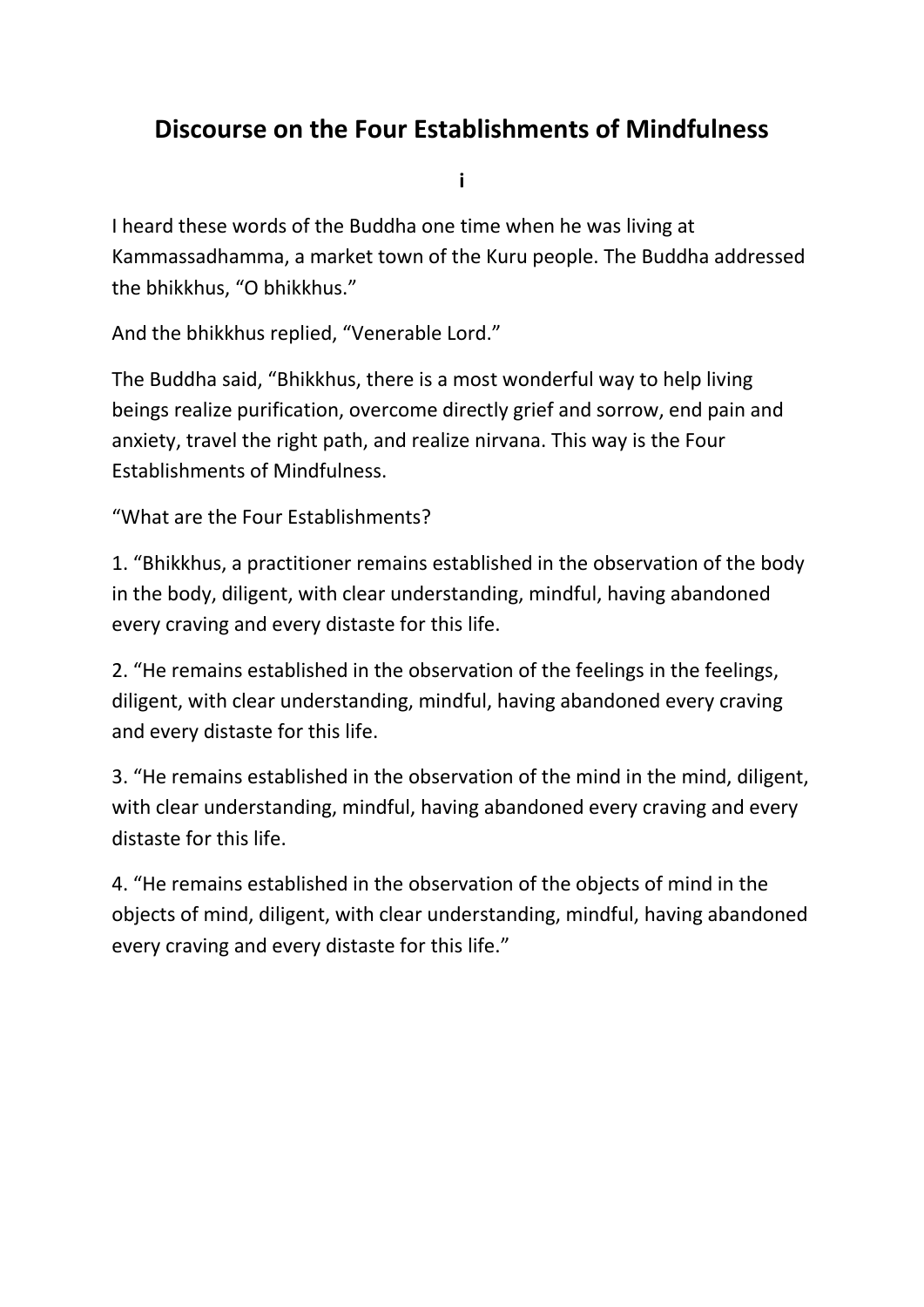# Discourse on the Four Establishments of Mindfulness

**i**

I heard these words of the Buddha one time when he was living at Kammassadhamma, a market town of the Kuru people. The Buddha addressed the bhikkhus, "O bhikkhus."

And the bhikkhus replied, "Venerable Lord."

The Buddha said, "Bhikkhus, there is a most wonderful way to help living beings realize purification, overcome directly grief and sorrow, end pain and anxiety, travel the right path, and realize nirvana. This way is the Four Establishments of Mindfulness.

"What are the Four Establishments?

1. "Bhikkhus, a practitioner remains established in the observation of the body in the body, diligent, with clear understanding, mindful, having abandoned every craving and every distaste for this life.

2. "He remains established in the observation of the feelings in the feelings, diligent, with clear understanding, mindful, having abandoned every craving and every distaste for this life.

3. "He remains established in the observation of the mind in the mind, diligent, with clear understanding, mindful, having abandoned every craving and every distaste for this life.

4. "He remains established in the observation of the objects of mind in the objects of mind, diligent, with clear understanding, mindful, having abandoned every craving and every distaste for this life."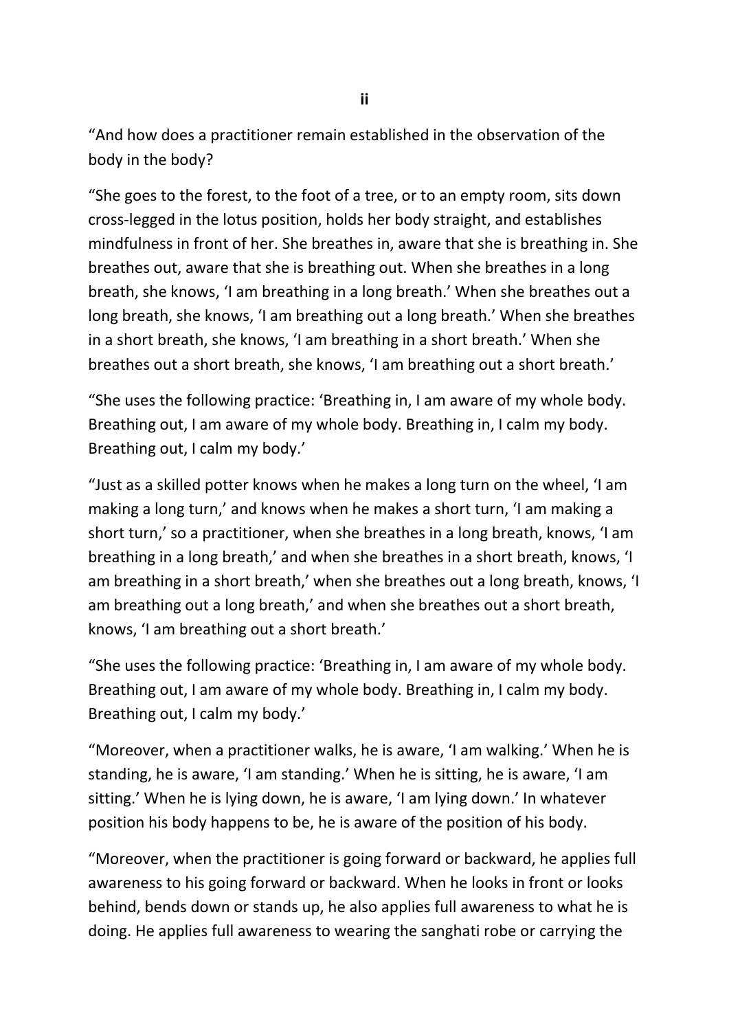## ii

“And how does a practitioner remain established in the observation of the body in the body?

“She goes to the forest, to the foot of a tree, or to an empty room, sits down cross-legged in the lotus position, holds her body straight, and establishes mindfulness in front of her. She breathes in, aware that she is breathing in. She breathes out, aware that she is breathing out. When she breathes in a long breath, she knows, ‘I am breathing in a long breath.’ When she breathes out a long breath, she knows, ‘I am breathing out a long breath.’ When she breathes in a short breath, she knows, ‘I am breathing in a short breath.’ When she breathes out a short breath, she knows, ‘I am breathing out a short breath.’

“She uses the following practice: ‘Breathing in, I am aware of my whole body. Breathing out, I am aware of my whole body. Breathing in, I calm my body. Breathing out, I calm my body.’

“Just as a skilled potter knows when he makes a long turn on the wheel, ‘I am making a long turn,’ and knows when he makes a short turn, ‘I am making a short turn,’ so a practitioner, when she breathes in a long breath, knows, ‘I am breathing in a long breath,’ and when she breathes in a short breath, knows, ‘I am breathing in a short breath,’ when she breathes out a long breath, knows, ‘I am breathing out a long breath,’ and when she breathes out a short breath, knows, ‘I am breathing out a short breath.’

“She uses the following practice: ‘Breathing in, I am aware of my whole body. Breathing out, I am aware of my whole body. Breathing in, I calm my body. Breathing out, I calm my body.’

“Moreover, when a practitioner walks, he is aware, ‘I am walking.’ When he is standing, he is aware, ‘I am standing.’ When he is sitting, he is aware, ‘I am sitting.’ When he is lying down, he is aware, ‘I am lying down.’ In whatever position his body happens to be, he is aware of the position of his body.

“Moreover, when the practitioner is going forward or backward, he applies full awareness to his going forward or backward. When he looks in front or looks behind, bends down or stands up, he also applies full awareness to what he is doing. He applies full awareness to wearing the sanghati robe or carrying the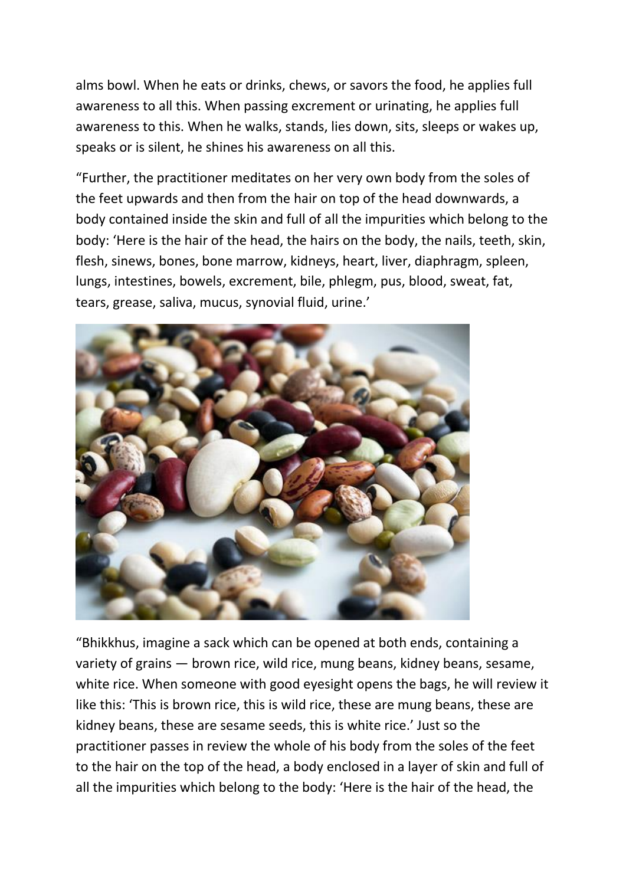alms bowl. When he eats or drinks, chews, or savors the food, he applies full awareness to all this. When passing excrement or urinating, he applies full awareness to this. When he walks, stands, lies down, sits, sleeps or wakes up, speaks or is silent, he shines his awareness on all this.

“Further, the practitioner meditates on her very own body from the soles of the feet upwards and then from the hair on top of the head downwards, a body contained inside the skin and full of all the impurities which belong to the body: ‘Here is the hair of the head, the hairs on the body, the nails, teeth, skin, flesh, sinews, bones, bone marrow, kidneys, heart, liver, diaphragm, spleen, lungs, intestines, bowels, excrement, bile, phlegm, pus, blood, sweat, fat, tears, grease, saliva, mucus, synovial fluid, urine.’

“Bhikkhus, imagine a sack which can be opened at both ends, containing a variety of grains — brown rice, wild rice, mung beans, kidney beans, sesame, white rice. When someone with good eyesight opens the bags, he will review it like this: ‘This is brown rice, this is wild rice, these are mung beans, these are kidney beans, these are sesame seeds, this is white rice.’ Just so the practitioner passes in review the whole of his body from the soles of the feet to the hair on the top of the head, a body enclosed in a layer of skin and full of all the impurities which belong to the body: ‘Here is the hair of the head, the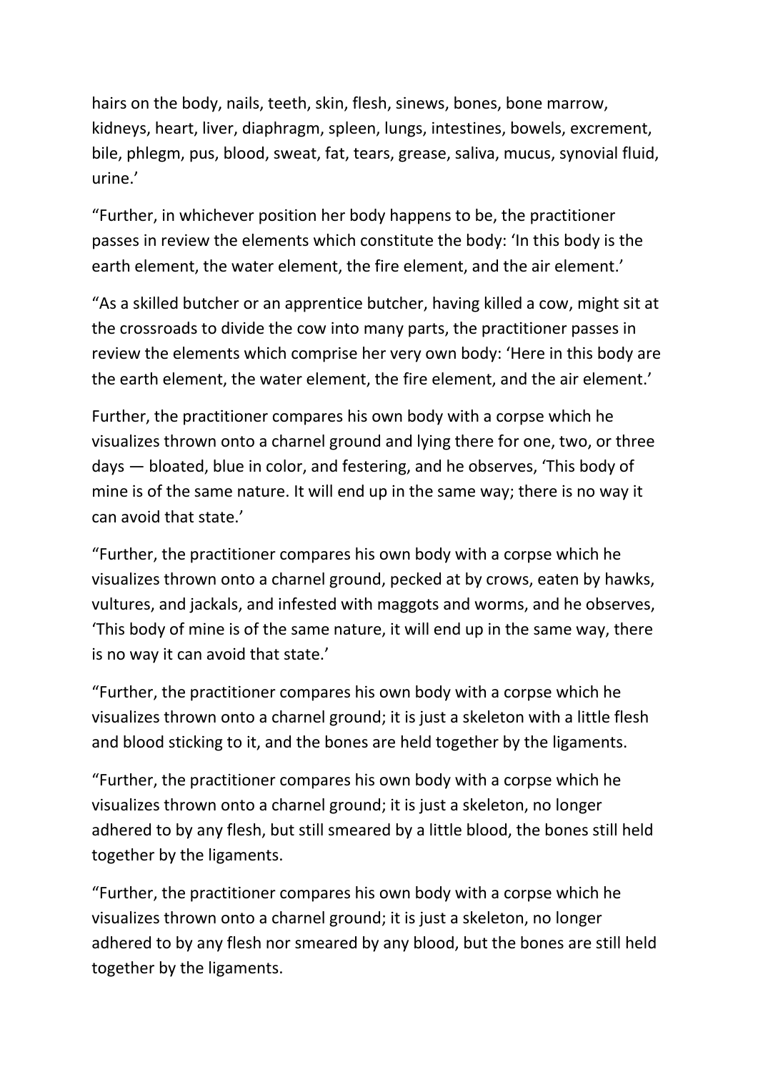hairs on the body, nails, teeth, skin, flesh, sinews, bones, bone marrow, kidneys, heart, liver, diaphragm, spleen, lungs, intestines, bowels, excrement, bile, phlegm, pus, blood, sweat, fat, tears, grease, saliva, mucus, synovial fluid, urine.'

"Further, in whichever position her body happens to be, the practitioner passes in review the elements which constitute the body: 'In this body is the earth element, the water element, the fire element, and the air element.'

"As a skilled butcher or an apprentice butcher, having killed a cow, might sit at the crossroads to divide the cow into many parts, the practitioner passes in review the elements which comprise her very own body: 'Here in this body are the earth element, the water element, the fire element, and the air element.'

Further, the practitioner compares his own body with a corpse which he visualizes thrown onto a charnel ground and lying there for one, two, or three days — bloated, blue in color, and festering, and he observes, 'This body of mine is of the same nature. It will end up in the same way; there is no way it can avoid that state.'

"Further, the practitioner compares his own body with a corpse which he visualizes thrown onto a charnel ground, pecked at by crows, eaten by hawks, vultures, and jackals, and infested with maggots and worms, and he observes, 'This body of mine is of the same nature, it will end up in the same way, there is no way it can avoid that state.'

"Further, the practitioner compares his own body with a corpse which he visualizes thrown onto a charnel ground; it is just a skeleton with a little flesh and blood sticking to it, and the bones are held together by the ligaments.

"Further, the practitioner compares his own body with a corpse which he visualizes thrown onto a charnel ground; it is just a skeleton, no longer adhered to by any flesh, but still smeared by a little blood, the bones still held together by the ligaments.

"Further, the practitioner compares his own body with a corpse which he visualizes thrown onto a charnel ground; it is just a skeleton, no longer adhered to by any flesh nor smeared by any blood, but the bones are still held together by the ligaments.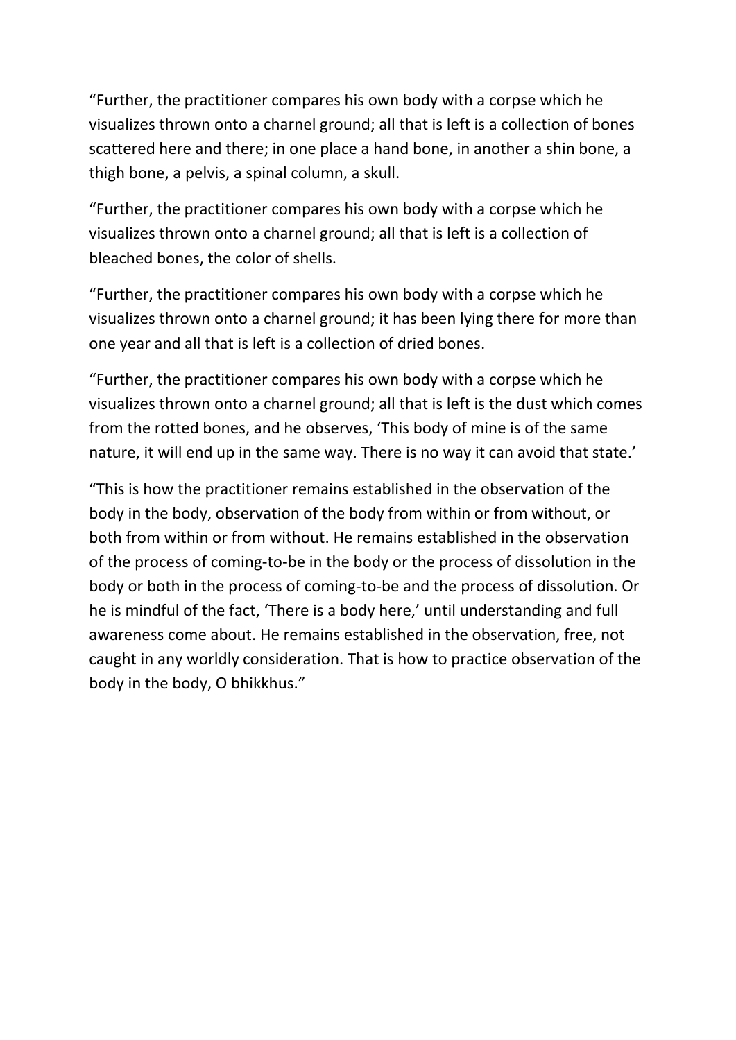“Further, the practitioner compares his own body with a corpse which he visualizes thrown onto a charnel ground; all that is left is a collection of bones scattered here and there; in one place a hand bone, in another a shin bone, a thigh bone, a pelvis, a spinal column, a skull.

“Further, the practitioner compares his own body with a corpse which he visualizes thrown onto a charnel ground; all that is left is a collection of bleached bones, the color of shells.

“Further, the practitioner compares his own body with a corpse which he visualizes thrown onto a charnel ground; it has been lying there for more than one year and all that is left is a collection of dried bones.

“Further, the practitioner compares his own body with a corpse which he visualizes thrown onto a charnel ground; all that is left is the dust which comes from the rotted bones, and he observes, ‘This body of mine is of the same nature, it will end up in the same way. There is no way it can avoid that state.’

“This is how the practitioner remains established in the observation of the body in the body, observation of the body from within or from without, or both from within or from without. He remains established in the observation of the process of coming-to-be in the body or the process of dissolution in the body or both in the process of coming-to-be and the process of dissolution. Or he is mindful of the fact, ‘There is a body here,’ until understanding and full awareness come about. He remains established in the observation, free, not caught in any worldly consideration. That is how to practice observation of the body in the body, O bhikkhus.”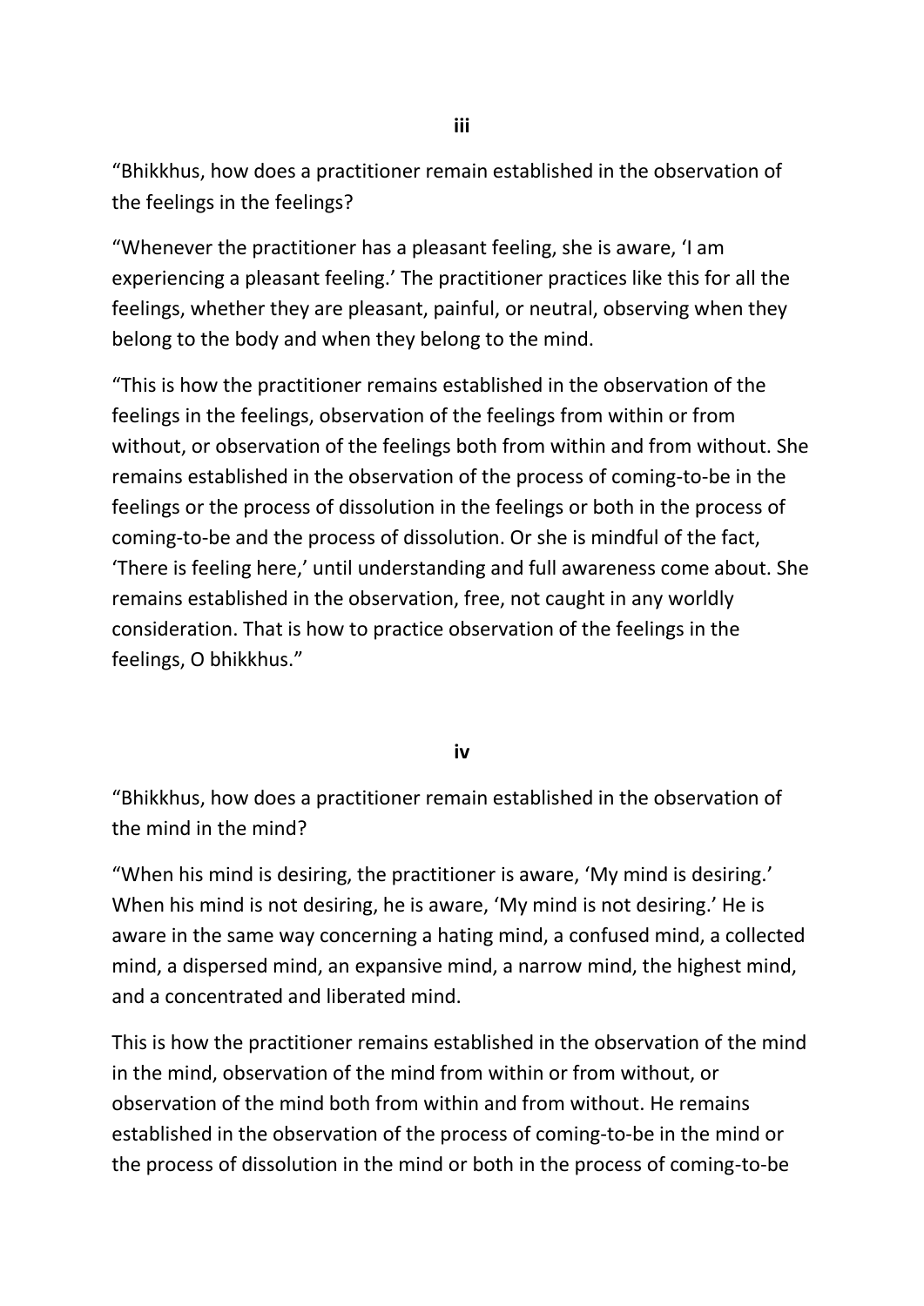**iii**

"Bhikkhus, how does a practitioner remain established in the observation of the feelings in the feelings?

"Whenever the practitioner has a pleasant feeling, she is aware, 'I am experiencing a pleasant feeling.' The practitioner practices like this for all the feelings, whether they are pleasant, painful, or neutral, observing when they belong to the body and when they belong to the mind.

"This is how the practitioner remains established in the observation of the feelings in the feelings, observation of the feelings from within or from without, or observation of the feelings both from within and from without. She remains established in the observation of the process of coming-to-be in the feelings or the process of dissolution in the feelings or both in the process of coming-to-be and the process of dissolution. Or she is mindful of the fact, 'There is feeling here,' until understanding and full awareness come about. She remains established in the observation, free, not caught in any worldly consideration. That is how to practice observation of the feelings in the feelings, O bhikkhus."

**iv**

"Bhikkhus, how does a practitioner remain established in the observation of the mind in the mind?

"When his mind is desiring, the practitioner is aware, 'My mind is desiring.' When his mind is not desiring, he is aware, 'My mind is not desiring.' He is aware in the same way concerning a hating mind, a confused mind, a collected mind, a dispersed mind, an expansive mind, a narrow mind, the highest mind, and a concentrated and liberated mind.

This is how the practitioner remains established in the observation of the mind in the mind, observation of the mind from within or from without, or observation of the mind both from within and from without. He remains established in the observation of the process of coming-to-be in the mind or the process of dissolution in the mind or both in the process of coming-to-be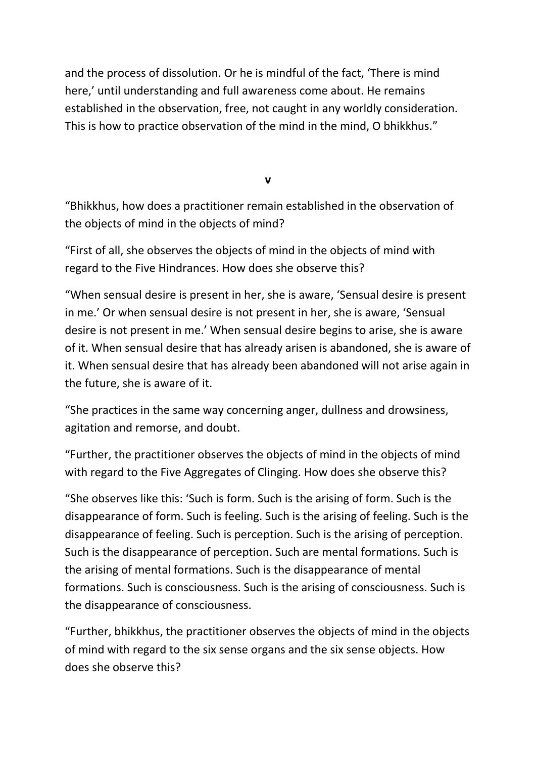and the process of dissolution. Or he is mindful of the fact, 'There is mind here,' until understanding and full awareness come about. He remains established in the observation, free, not caught in any worldly consideration. This is how to practice observation of the mind in the mind, O bhikkhus."

**V**

"Bhikkhus, how does a practitioner remain established in the observation of the objects of mind in the objects of mind?

"First of all, she observes the objects of mind in the objects of mind with regard to the Five Hindrances. How does she observe this?

"When sensual desire is present in her, she is aware, 'Sensual desire is present in me.' Or when sensual desire is not present in her, she is aware, 'Sensual desire is not present in me.' When sensual desire begins to arise, she is aware of it. When sensual desire that has already arisen is abandoned, she is aware of it. When sensual desire that has already been abandoned will not arise again in the future, she is aware of it.

"She practices in the same way concerning anger, dullness and drowsiness, agitation and remorse, and doubt.

"Further, the practitioner observes the objects of mind in the objects of mind with regard to the Five Aggregates of Clinging. How does she observe this?

"She observes like this: 'Such is form. Such is the arising of form. Such is the disappearance of form. Such is feeling. Such is the arising of feeling. Such is the disappearance of feeling. Such is perception. Such is the arising of perception. Such is the disappearance of perception. Such are mental formations. Such is the arising of mental formations. Such is the disappearance of mental formations. Such is consciousness. Such is the arising of consciousness. Such is the disappearance of consciousness.

"Further, bhikkhus, the practitioner observes the objects of mind in the objects of mind with regard to the six sense organs and the six sense objects. How does she observe this?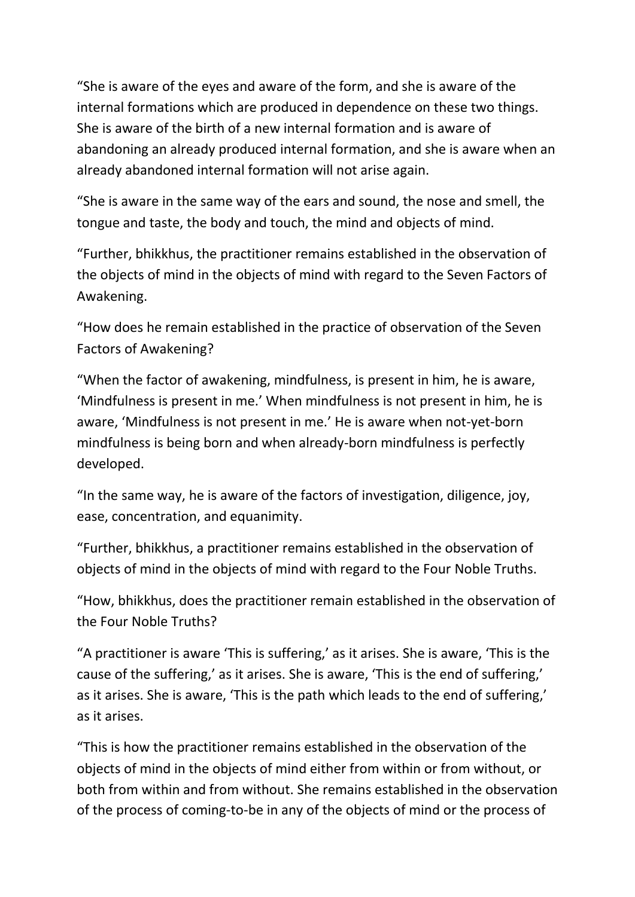“She is aware of the eyes and aware of the form, and she is aware of the internal formations which are produced in dependence on these two things. She is aware of the birth of a new internal formation and is aware of abandoning an already produced internal formation, and she is aware when an already abandoned internal formation will not arise again.

“She is aware in the same way of the ears and sound, the nose and smell, the tongue and taste, the body and touch, the mind and objects of mind.

“Further, bhikkhus, the practitioner remains established in the observation of the objects of mind in the objects of mind with regard to the Seven Factors of Awakening.

“How does he remain established in the practice of observation of the Seven Factors of Awakening?

“When the factor of awakening, mindfulness, is present in him, he is aware, ‘Mindfulness is present in me.’ When mindfulness is not present in him, he is aware, ‘Mindfulness is not present in me.’ He is aware when not-yet-born mindfulness is being born and when already-born mindfulness is perfectly developed.

“In the same way, he is aware of the factors of investigation, diligence, joy, ease, concentration, and equanimity.

“Further, bhikkhus, a practitioner remains established in the observation of objects of mind in the objects of mind with regard to the Four Noble Truths.

“How, bhikkhus, does the practitioner remain established in the observation of the Four Noble Truths?

“A practitioner is aware ‘This is suffering,’ as it arises. She is aware, ‘This is the cause of the suffering,’ as it arises. She is aware, ‘This is the end of suffering,’ as it arises. She is aware, ‘This is the path which leads to the end of suffering,’ as it arises.

“This is how the practitioner remains established in the observation of the objects of mind in the objects of mind either from within or from without, or both from within and from without. She remains established in the observation of the process of coming-to-be in any of the objects of mind or the process of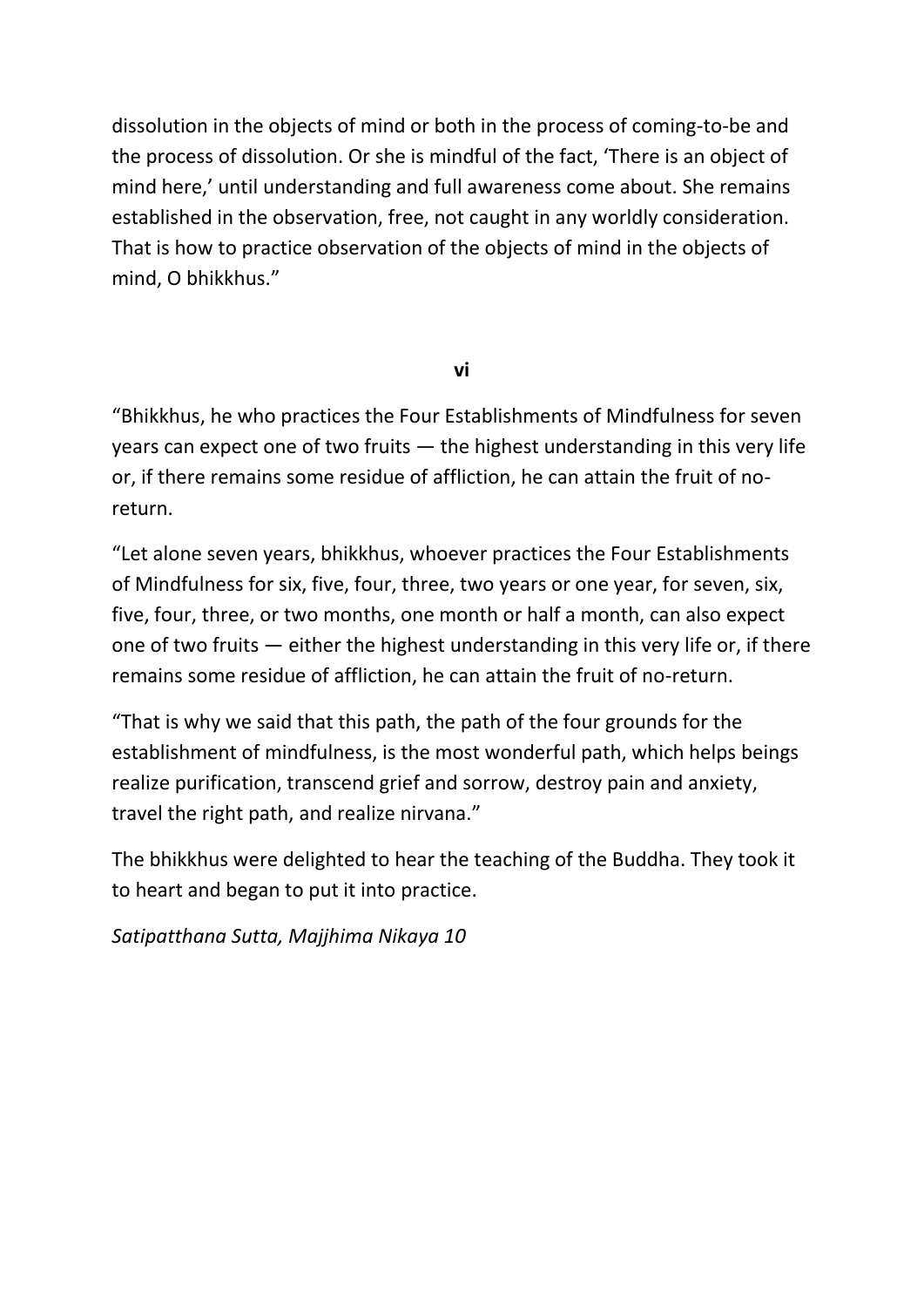dissolution in the objects of mind or both in the process of coming-to-be and the process of dissolution. Or she is mindful of the fact, 'There is an object of mind here,' until understanding and full awareness come about. She remains established in the observation, free, not caught in any worldly consideration. That is how to practice observation of the objects of mind in the objects of mind, O bhikkhus."

**vi**

"Bhikkhus, he who practices the Four Establishments of Mindfulness for seven years can expect one of two fruits — the highest understanding in this very life or, if there remains some residue of affliction, he can attain the fruit of no-return.

"Let alone seven years, bhikkhus, whoever practices the Four Establishments of Mindfulness for six, five, four, three, two years or one year, for seven, six, five, four, three, or two months, one month or half a month, can also expect one of two fruits — either the highest understanding in this very life or, if there remains some residue of affliction, he can attain the fruit of no-return.

"That is why we said that this path, the path of the four grounds for the establishment of mindfulness, is the most wonderful path, which helps beings realize purification, transcend grief and sorrow, destroy pain and anxiety, travel the right path, and realize nirvana."

The bhikkhus were delighted to hear the teaching of the Buddha. They took it to heart and began to put it into practice.

*Satipatthana Sutta, Majjhima Nikaya 10*